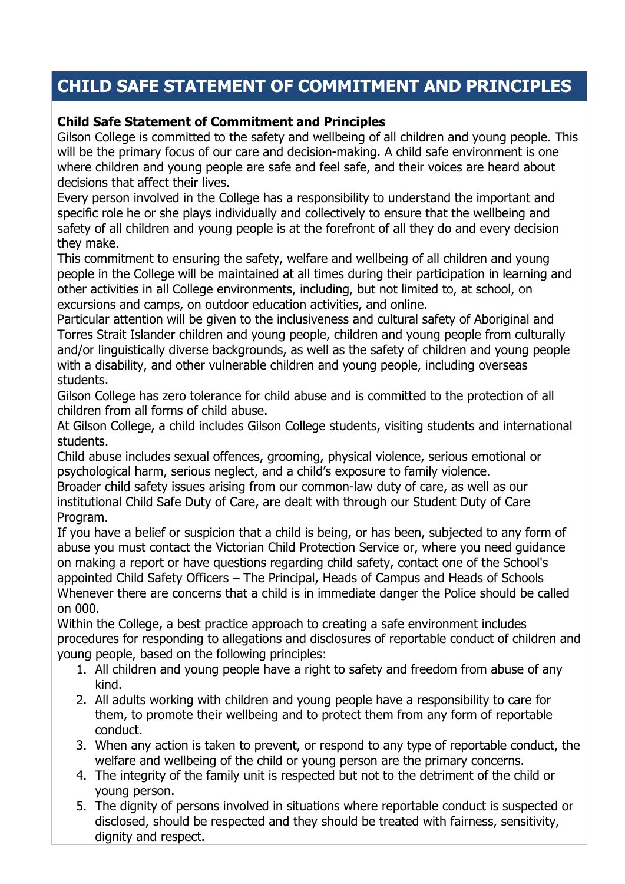# CHILD SAFE STATEMENT OF COMMITMENT AND PRINCIPLES

**Child Safe Statement of Commitment and Principles**

Gilson College is committed to the safety and wellbeing of all children and young people. This will be the primary focus of our care and decision-making. A child safe environment is one where children and young people are safe and feel safe, and their voices are heard about decisions that affect their lives.

Every person involved in the College has a responsibility to understand the important and specific role he or she plays individually and collectively to ensure that the wellbeing and safety of all children and young people is at the forefront of all they do and every decision they make.

This commitment to ensuring the safety, welfare and wellbeing of all children and young people in the College will be maintained at all times during their participation in learning and other activities in all College environments, including, but not limited to, at school, on excursions and camps, on outdoor education activities, and online.

Particular attention will be given to the inclusiveness and cultural safety of Aboriginal and Torres Strait Islander children and young people, children and young people from culturally and/or linguistically diverse backgrounds, as well as the safety of children and young people with a disability, and other vulnerable children and young people, including overseas students.

Gilson College has zero tolerance for child abuse and is committed to the protection of all children from all forms of child abuse.

At Gilson College, a child includes Gilson College students, visiting students and international students.

Child abuse includes sexual offences, grooming, physical violence, serious emotional or psychological harm, serious neglect, and a child's exposure to family violence.

Broader child safety issues arising from our common-law duty of care, as well as our institutional Child Safe Duty of Care, are dealt with through our Student Duty of Care Program.

If you have a belief or suspicion that a child is being, or has been, subjected to any form of abuse you must contact the Victorian Child Protection Service or, where you need guidance on making a report or have questions regarding child safety, contact one of the School's appointed Child Safety Officers – The Principal, Heads of Campus and Heads of Schools

Whenever there are concerns that a child is in immediate danger the Police should be called on 000.

Within the College, a best practice approach to creating a safe environment includes procedures for responding to allegations and disclosures of reportable conduct of children and young people, based on the following principles:

1. All children and young people have a right to safety and freedom from abuse of any kind.
2. All adults working with children and young people have a responsibility to care for them, to promote their wellbeing and to protect them from any form of reportable conduct.
3. When any action is taken to prevent, or respond to any type of reportable conduct, the welfare and wellbeing of the child or young person are the primary concerns.
4. The integrity of the family unit is respected but not to the detriment of the child or young person.
5. The dignity of persons involved in situations where reportable conduct is suspected or disclosed, should be respected and they should be treated with fairness, sensitivity, dignity and respect.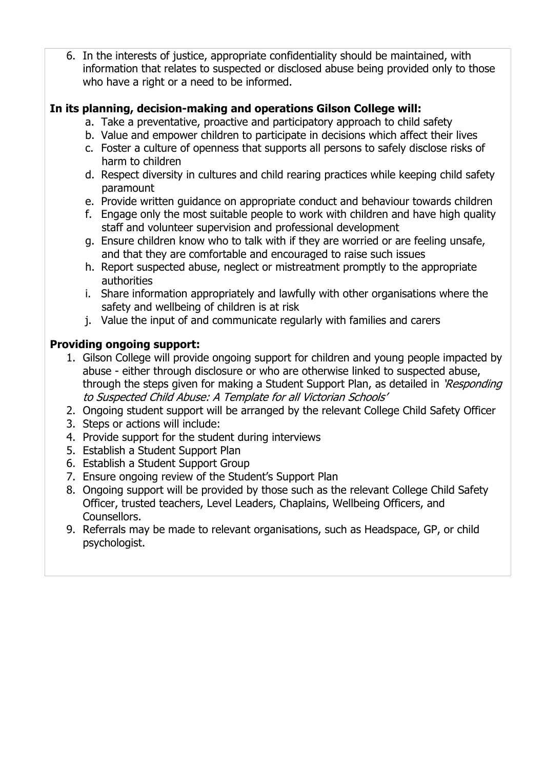6. In the interests of justice, appropriate confidentiality should be maintained, with information that relates to suspected or disclosed abuse being provided only to those who have a right or a need to be informed.

**In its planning, decision-making and operations Gilson College will:**

a. Take a preventative, proactive and participatory approach to child safety
b. Value and empower children to participate in decisions which affect their lives
c. Foster a culture of openness that supports all persons to safely disclose risks of harm to children
d. Respect diversity in cultures and child rearing practices while keeping child safety paramount
e. Provide written guidance on appropriate conduct and behaviour towards children
f. Engage only the most suitable people to work with children and have high quality staff and volunteer supervision and professional development
g. Ensure children know who to talk with if they are worried or are feeling unsafe, and that they are comfortable and encouraged to raise such issues
h. Report suspected abuse, neglect or mistreatment promptly to the appropriate authorities
i. Share information appropriately and lawfully with other organisations where the safety and wellbeing of children is at risk
j. Value the input of and communicate regularly with families and carers

**Providing ongoing support:**

1. Gilson College will provide ongoing support for children and young people impacted by abuse - either through disclosure or who are otherwise linked to suspected abuse, through the steps given for making a Student Support Plan, as detailed in *'Responding to Suspected Child Abuse: A Template for all Victorian Schools'*
2. Ongoing student support will be arranged by the relevant College Child Safety Officer
3. Steps or actions will include:
4. Provide support for the student during interviews
5. Establish a Student Support Plan
6. Establish a Student Support Group
7. Ensure ongoing review of the Student's Support Plan
8. Ongoing support will be provided by those such as the relevant College Child Safety Officer, trusted teachers, Level Leaders, Chaplains, Wellbeing Officers, and Counsellors.
9. Referrals may be made to relevant organisations, such as Headspace, GP, or child psychologist.